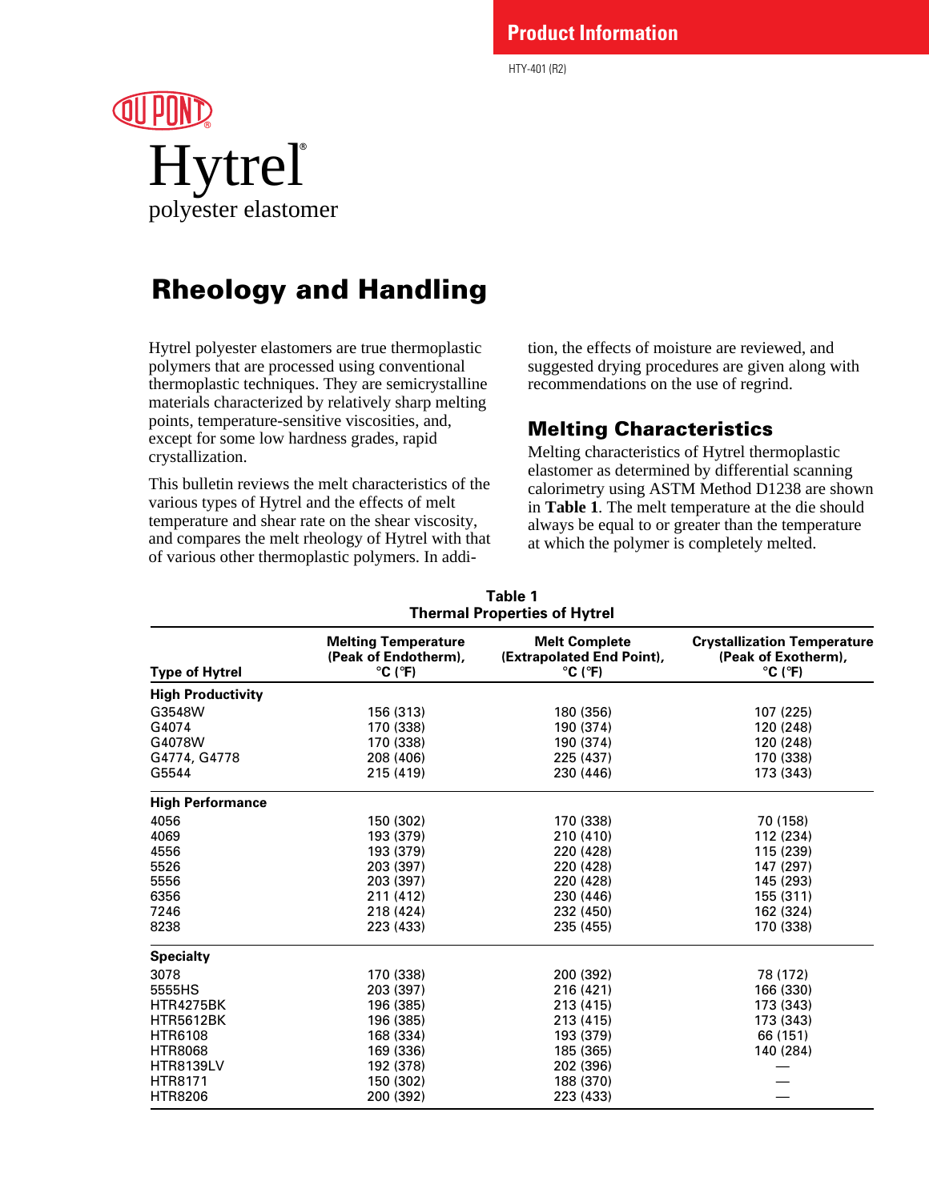Product Information

HTY-401 (R2)

DU PONT

# Hytrel®

polyester elastomer

## Rheology and Handling

Hytrel polyester elastomers are true thermoplastic polymers that are processed using conventional thermoplastic techniques. They are semicrystalline materials characterized by relatively sharp melting points, temperature-sensitive viscosities, and, except for some low hardness grades, rapid crystallization.

This bulletin reviews the melt characteristics of the various types of Hytrel and the effects of melt temperature and shear rate on the shear viscosity, and compares the melt rheology of Hytrel with that of various other thermoplastic polymers. In addition, the effects of moisture are reviewed, and suggested drying procedures are given along with recommendations on the use of regrind.

### Melting Characteristics

Melting characteristics of Hytrel thermoplastic elastomer as determined by differential scanning calorimetry using ASTM Method D1238 are shown in **Table 1**. The melt temperature at the die should always be equal to or greater than the temperature at which the polymer is completely melted.

**Table 1**
**Thermal Properties of Hytrel**

| Type of Hytrel | Melting Temperature (Peak of Endotherm), °C (°F) | Melt Complete (Extrapolated End Point), °C (°F) | Crystallization Temperature (Peak of Exotherm), °C (°F) |
|---|---|---|---|
| **High Productivity** | | | |
| G3548W | 156 (313) | 180 (356) | 107 (225) |
| G4074 | 170 (338) | 190 (374) | 120 (248) |
| G4078W | 170 (338) | 190 (374) | 120 (248) |
| G4774, G4778 | 208 (406) | 225 (437) | 170 (338) |
| G5544 | 215 (419) | 230 (446) | 173 (343) |
| **High Performance** | | | |
| 4056 | 150 (302) | 170 (338) | 70 (158) |
| 4069 | 193 (379) | 210 (410) | 112 (234) |
| 4556 | 193 (379) | 220 (428) | 115 (239) |
| 5526 | 203 (397) | 220 (428) | 147 (297) |
| 5556 | 203 (397) | 220 (428) | 145 (293) |
| 6356 | 211 (412) | 230 (446) | 155 (311) |
| 7246 | 218 (424) | 232 (450) | 162 (324) |
| 8238 | 223 (433) | 235 (455) | 170 (338) |
| **Specialty** | | | |
| 3078 | 170 (338) | 200 (392) | 78 (172) |
| 5555HS | 203 (397) | 216 (421) | 166 (330) |
| HTR4275BK | 196 (385) | 213 (415) | 173 (343) |
| HTR5612BK | 196 (385) | 213 (415) | 173 (343) |
| HTR6108 | 168 (334) | 193 (379) | 66 (151) |
| HTR8068 | 169 (336) | 185 (365) | 140 (284) |
| HTR8139LV | 192 (378) | 202 (396) | — |
| HTR8171 | 150 (302) | 188 (370) | — |
| HTR8206 | 200 (392) | 223 (433) | — |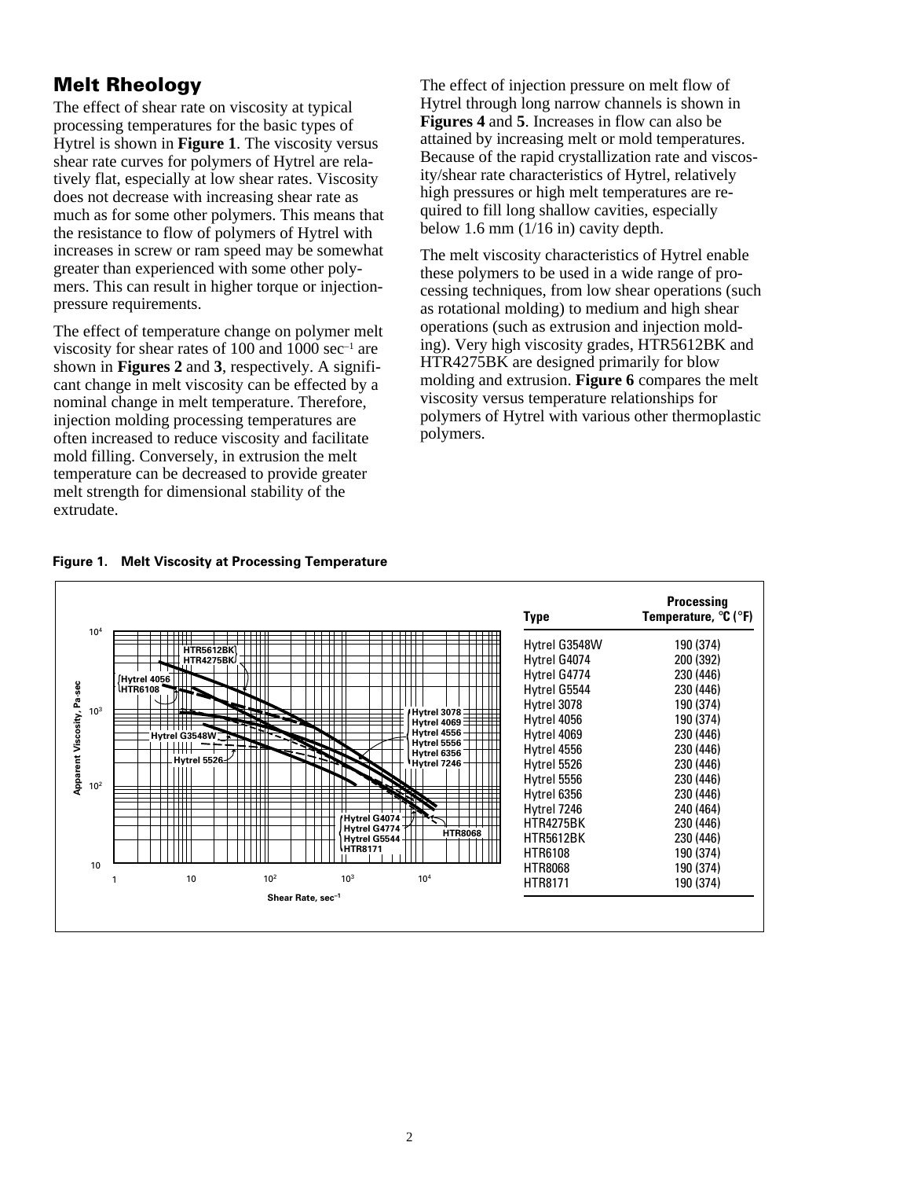## Melt Rheology

The effect of shear rate on viscosity at typical processing temperatures for the basic types of Hytrel is shown in **Figure 1**. The viscosity versus shear rate curves for polymers of Hytrel are relatively flat, especially at low shear rates. Viscosity does not decrease with increasing shear rate as much as for some other polymers. This means that the resistance to flow of polymers of Hytrel with increases in screw or ram speed may be somewhat greater than experienced with some other polymers. This can result in higher torque or injection-pressure requirements.

The effect of temperature change on polymer melt viscosity for shear rates of 100 and 1000 $sec^{-1}$ are shown in **Figures 2** and **3**, respectively. A significant change in melt viscosity can be effected by a nominal change in melt temperature. Therefore, injection molding processing temperatures are often increased to reduce viscosity and facilitate mold filling. Conversely, in extrusion the melt temperature can be decreased to provide greater melt strength for dimensional stability of the extrudate.

The effect of injection pressure on melt flow of Hytrel through long narrow channels is shown in **Figures 4** and **5**. Increases in flow can also be attained by increasing melt or mold temperatures. Because of the rapid crystallization rate and viscosity/shear rate characteristics of Hytrel, relatively high pressures or high melt temperatures are required to fill long shallow cavities, especially below 1.6 mm (1/16 in) cavity depth.

The melt viscosity characteristics of Hytrel enable these polymers to be used in a wide range of processing techniques, from low shear operations (such as rotational molding) to medium and high shear operations (such as extrusion and injection molding). Very high viscosity grades, HTR5612BK and HTR4275BK are designed primarily for blow molding and extrusion. **Figure 6** compares the melt viscosity versus temperature relationships for polymers of Hytrel with various other thermoplastic polymers.

**Figure 1. Melt Viscosity at Processing Temperature**

| Type | Processing Temperature, °C (°F) |
|---|---|
| Hytrel G3548W | 190 (374) |
| Hytrel G4074 | 200 (392) |
| Hytrel G4774 | 230 (446) |
| Hytrel G5544 | 230 (446) |
| Hytrel 3078 | 190 (374) |
| Hytrel 4056 | 190 (374) |
| Hytrel 4069 | 230 (446) |
| Hytrel 4556 | 230 (446) |
| Hytrel 5526 | 230 (446) |
| Hytrel 5556 | 230 (446) |
| Hytrel 6356 | 230 (446) |
| Hytrel 7246 | 240 (464) |
| HTR4275BK | 230 (446) |
| HTR5612BK | 230 (446) |
| HTR6108 | 190 (374) |
| HTR8068 | 190 (374) |
| HTR8171 | 190 (374) |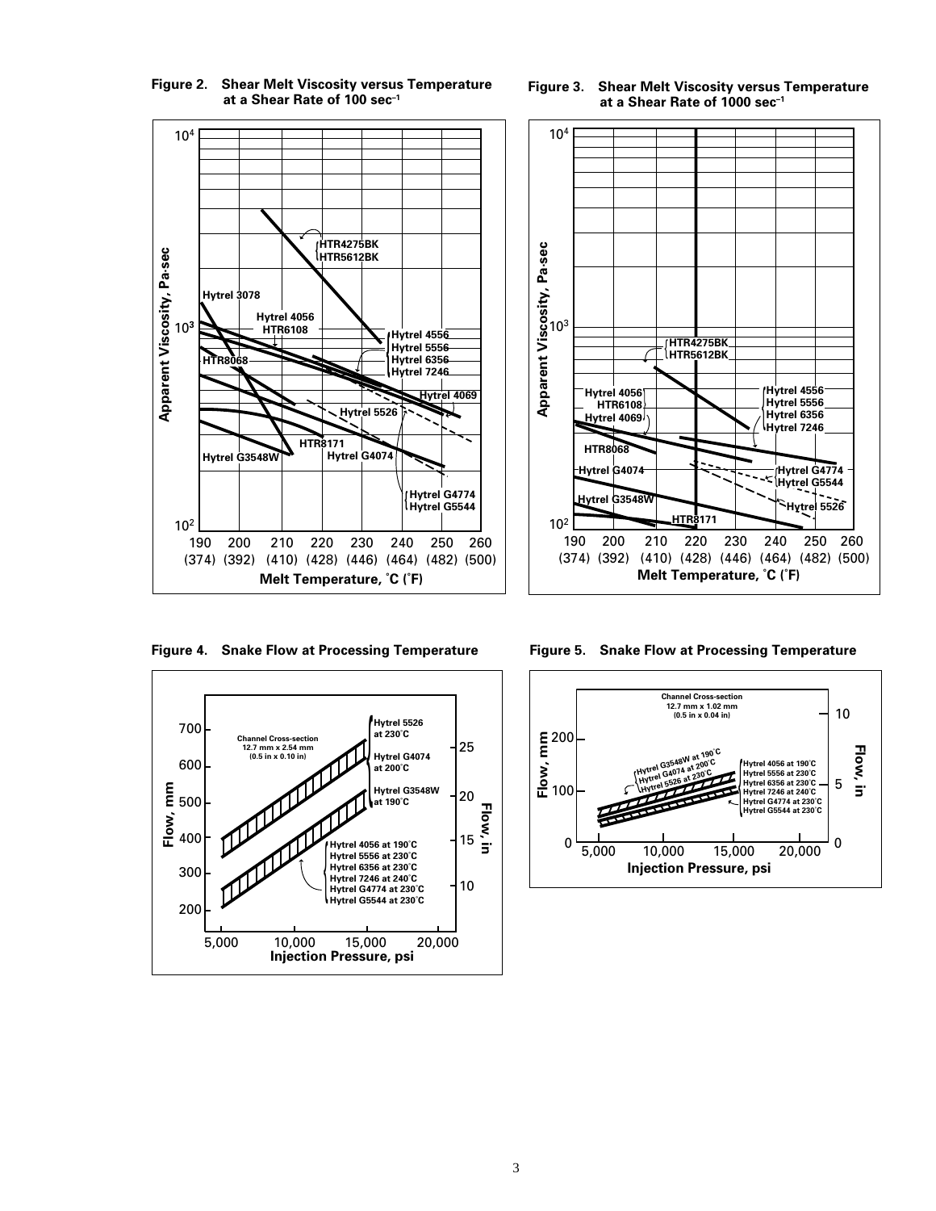**Figure 2. Shear Melt Viscosity versus Temperature at a Shear Rate of 100 $sec^{-1}$**

**Figure 3. Shear Melt Viscosity versus Temperature at a Shear Rate of 1000 $sec^{-1}$**

**Figure 4. Snake Flow at Processing Temperature**

**Figure 5. Snake Flow at Processing Temperature**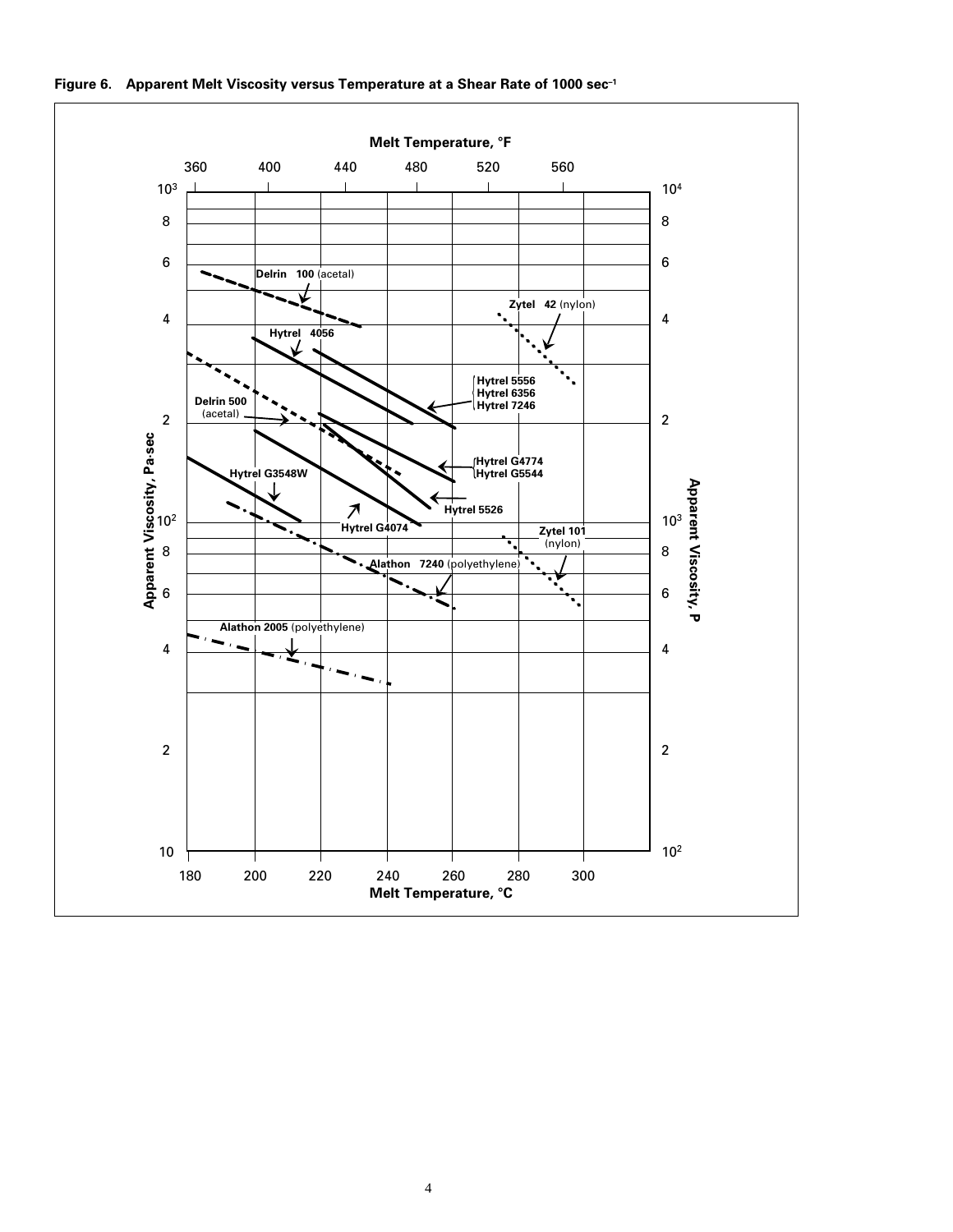**Figure 6. Apparent Melt Viscosity versus Temperature at a Shear Rate of 1000 sec⁻¹**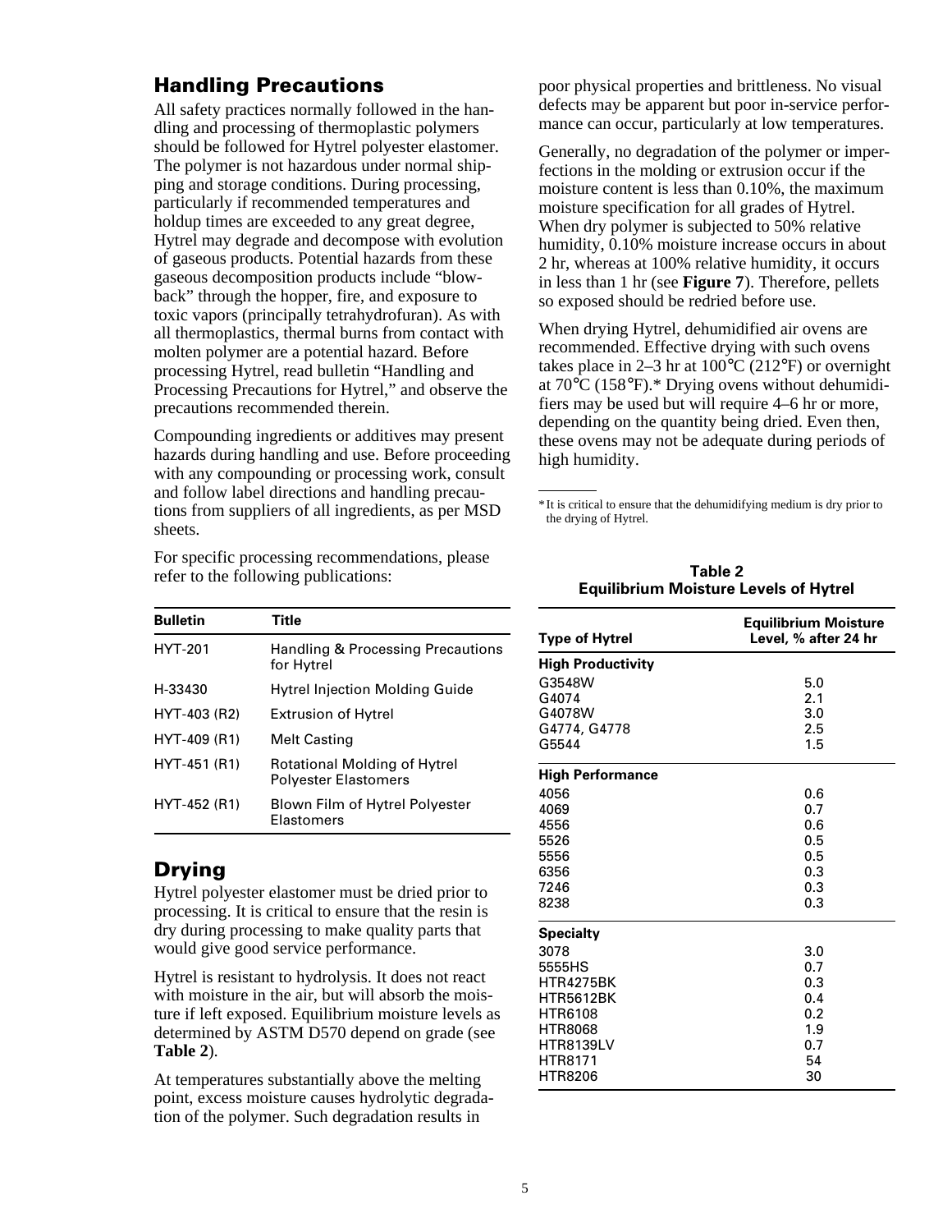## Handling Precautions

All safety practices normally followed in the handling and processing of thermoplastic polymers should be followed for Hytrel polyester elastomer. The polymer is not hazardous under normal shipping and storage conditions. During processing, particularly if recommended temperatures and holdup times are exceeded to any great degree, Hytrel may degrade and decompose with evolution of gaseous products. Potential hazards from these gaseous decomposition products include "blowback" through the hopper, fire, and exposure to toxic vapors (principally tetrahydrofuran). As with all thermoplastics, thermal burns from contact with molten polymer are a potential hazard. Before processing Hytrel, read bulletin "Handling and Processing Precautions for Hytrel," and observe the precautions recommended therein.

Compounding ingredients or additives may present hazards during handling and use. Before proceeding with any compounding or processing work, consult and follow label directions and handling precautions from suppliers of all ingredients, as per MSD sheets.

For specific processing recommendations, please refer to the following publications:

| Bulletin | Title |
|---|---|
| HYT-201 | Handling & Processing Precautions for Hytrel |
| H-33430 | Hytrel Injection Molding Guide |
| HYT-403 (R2) | Extrusion of Hytrel |
| HYT-409 (R1) | Melt Casting |
| HYT-451 (R1) | Rotational Molding of Hytrel Polyester Elastomers |
| HYT-452 (R1) | Blown Film of Hytrel Polyester Elastomers |

## Drying

Hytrel polyester elastomer must be dried prior to processing. It is critical to ensure that the resin is dry during processing to make quality parts that would give good service performance.

Hytrel is resistant to hydrolysis. It does not react with moisture in the air, but will absorb the moisture if left exposed. Equilibrium moisture levels as determined by ASTM D570 depend on grade (see **Table 2**).

At temperatures substantially above the melting point, excess moisture causes hydrolytic degradation of the polymer. Such degradation results in poor physical properties and brittleness. No visual defects may be apparent but poor in-service performance can occur, particularly at low temperatures.

Generally, no degradation of the polymer or imperfections in the molding or extrusion occur if the moisture content is less than 0.10%, the maximum moisture specification for all grades of Hytrel. When dry polymer is subjected to 50% relative humidity, 0.10% moisture increase occurs in about 2 hr, whereas at 100% relative humidity, it occurs in less than 1 hr (see **Figure 7**). Therefore, pellets so exposed should be redried before use.

When drying Hytrel, dehumidified air ovens are recommended. Effective drying with such ovens takes place in 2–3 hr at 100°C (212°F) or overnight at 70°C (158°F).* Drying ovens without dehumidifiers may be used but will require 4–6 hr or more, depending on the quantity being dried. Even then, these ovens may not be adequate during periods of high humidity.

*It is critical to ensure that the dehumidifying medium is dry prior to the drying of Hytrel.

**Table 2**
**Equilibrium Moisture Levels of Hytrel**

| Type of Hytrel | Equilibrium Moisture Level, % after 24 hr |
|---|---|
| **High Productivity** | |
| G3548W | 5.0 |
| G4074 | 2.1 |
| G4078W | 3.0 |
| G4774, G4778 | 2.5 |
| G5544 | 1.5 |
| **High Performance** | |
| 4056 | 0.6 |
| 4069 | 0.7 |
| 4556 | 0.6 |
| 5526 | 0.5 |
| 5556 | 0.5 |
| 6356 | 0.3 |
| 7246 | 0.3 |
| 8238 | 0.3 |
| **Specialty** | |
| 3078 | 3.0 |
| 5555HS | 0.7 |
| HTR4275BK | 0.3 |
| HTR5612BK | 0.4 |
| HTR6108 | 0.2 |
| HTR8068 | 1.9 |
| HTR8139LV | 0.7 |
| HTR8171 | 54 |
| HTR8206 | 30 |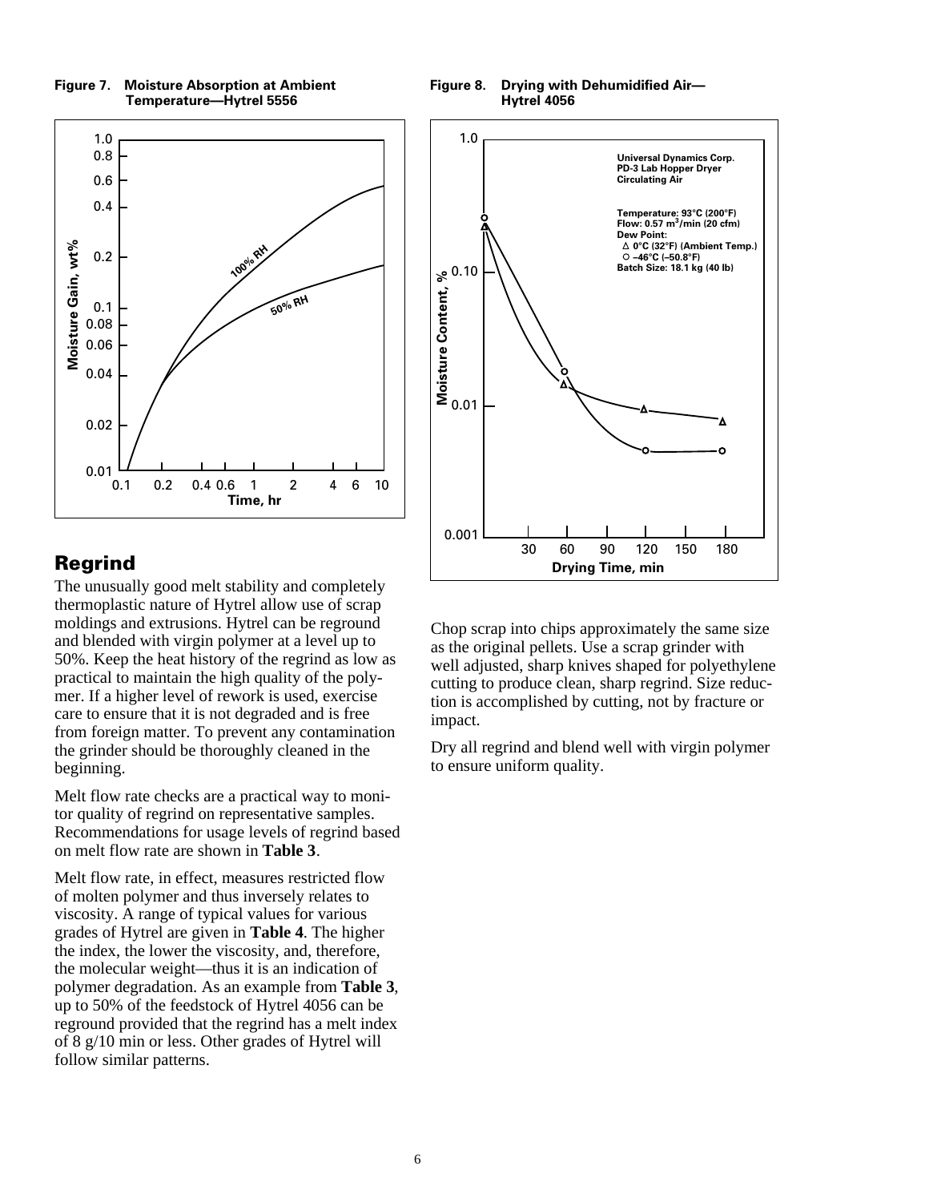**Figure 7. Moisture Absorption at Ambient Temperature—Hytrel 5556**

**Figure 8. Drying with Dehumidified Air—Hytrel 4056**

## Regrind

The unusually good melt stability and completely thermoplastic nature of Hytrel allow use of scrap moldings and extrusions. Hytrel can be reground and blended with virgin polymer at a level up to 50%. Keep the heat history of the regrind as low as practical to maintain the high quality of the polymer. If a higher level of rework is used, exercise care to ensure that it is not degraded and is free from foreign matter. To prevent any contamination the grinder should be thoroughly cleaned in the beginning.

Melt flow rate checks are a practical way to monitor quality of regrind on representative samples. Recommendations for usage levels of regrind based on melt flow rate are shown in **Table 3**.

Melt flow rate, in effect, measures restricted flow of molten polymer and thus inversely relates to viscosity. A range of typical values for various grades of Hytrel are given in **Table 4**. The higher the index, the lower the viscosity, and, therefore, the molecular weight—thus it is an indication of polymer degradation. As an example from **Table 3**, up to 50% of the feedstock of Hytrel 4056 can be reground provided that the regrind has a melt index of 8 g/10 min or less. Other grades of Hytrel will follow similar patterns.

Chop scrap into chips approximately the same size as the original pellets. Use a scrap grinder with well adjusted, sharp knives shaped for polyethylene cutting to produce clean, sharp regrind. Size reduction is accomplished by cutting, not by fracture or impact.

Dry all regrind and blend well with virgin polymer to ensure uniform quality.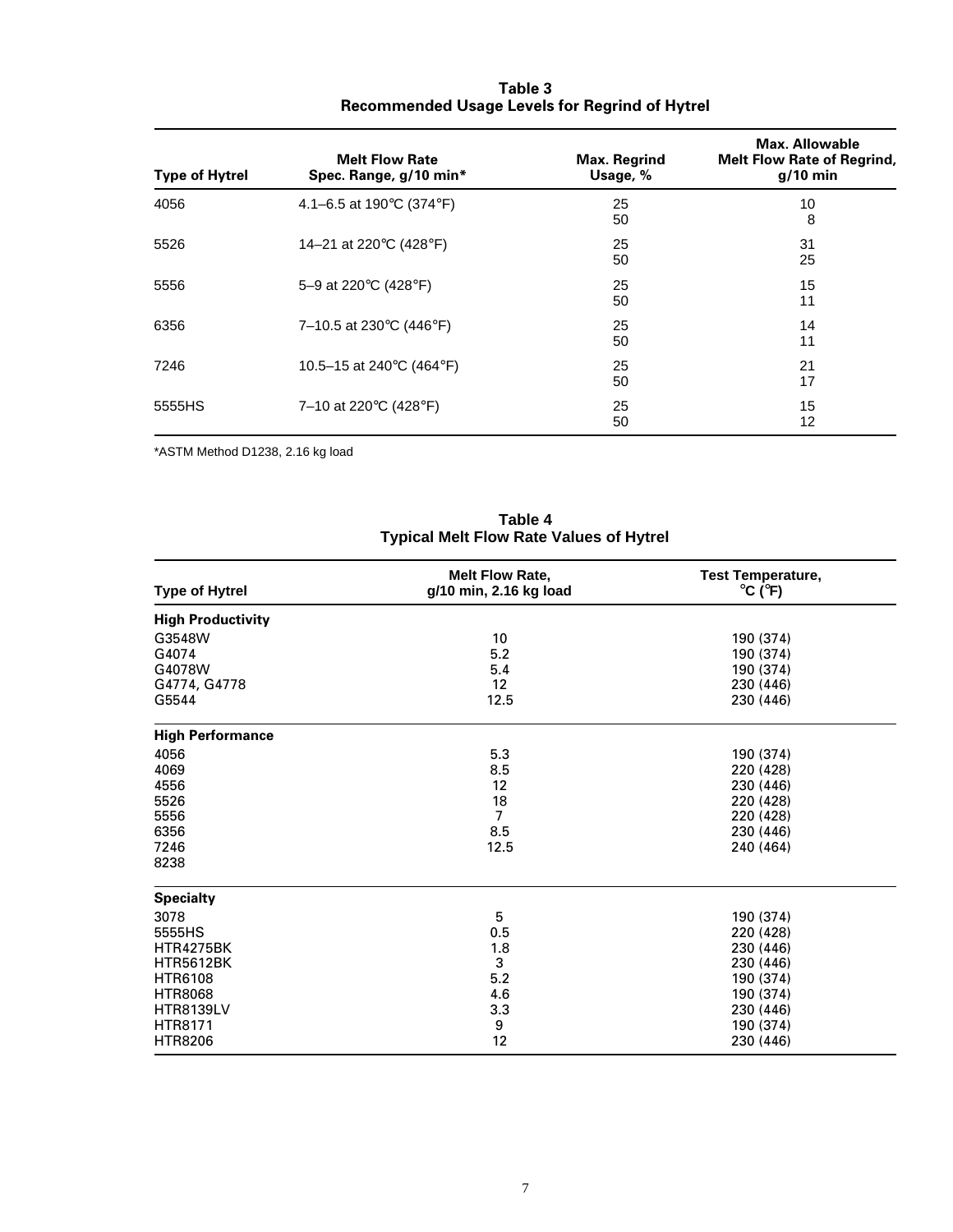**Table 3**
**Recommended Usage Levels for Regrind of Hytrel**

| Type of Hytrel | Melt Flow Rate Spec. Range, g/10 min* | Max. Regrind Usage, % | Max. Allowable Melt Flow Rate of Regrind, g/10 min |
|---|---|---|---|
| 4056 | 4.1–6.5 at 190°C (374°F) | 25 | 10 |
| | | 50 | 8 |
| 5526 | 14–21 at 220°C (428°F) | 25 | 31 |
| | | 50 | 25 |
| 5556 | 5–9 at 220°C (428°F) | 25 | 15 |
| | | 50 | 11 |
| 6356 | 7–10.5 at 230°C (446°F) | 25 | 14 |
| | | 50 | 11 |
| 7246 | 10.5–15 at 240°C (464°F) | 25 | 21 |
| | | 50 | 17 |
| 5555HS | 7–10 at 220°C (428°F) | 25 | 15 |
| | | 50 | 12 |

*ASTM Method D1238, 2.16 kg load

**Table 4**
**Typical Melt Flow Rate Values of Hytrel**

| Type of Hytrel | Melt Flow Rate, g/10 min, 2.16 kg load | Test Temperature, °C (°F) |
|---|---|---|
| **High Productivity** | | |
| G3548W | 10 | 190 (374) |
| G4074 | 5.2 | 190 (374) |
| G4078W | 5.4 | 190 (374) |
| G4774, G4778 | 12 | 230 (446) |
| G5544 | 12.5 | 230 (446) |
| **High Performance** | | |
| 4056 | 5.3 | 190 (374) |
| 4069 | 8.5 | 220 (428) |
| 4556 | 12 | 230 (446) |
| 5526 | 18 | 220 (428) |
| 5556 | 7 | 220 (428) |
| 6356 | 8.5 | 230 (446) |
| 7246 | 12.5 | 240 (464) |
| 8238 | | |
| **Specialty** | | |
| 3078 | 5 | 190 (374) |
| 5555HS | 0.5 | 220 (428) |
| HTR4275BK | 1.8 | 230 (446) |
| HTR5612BK | 3 | 230 (446) |
| HTR6108 | 5.2 | 190 (374) |
| HTR8068 | 4.6 | 190 (374) |
| HTR8139LV | 3.3 | 230 (446) |
| HTR8171 | 9 | 190 (374) |
| HTR8206 | 12 | 230 (446) |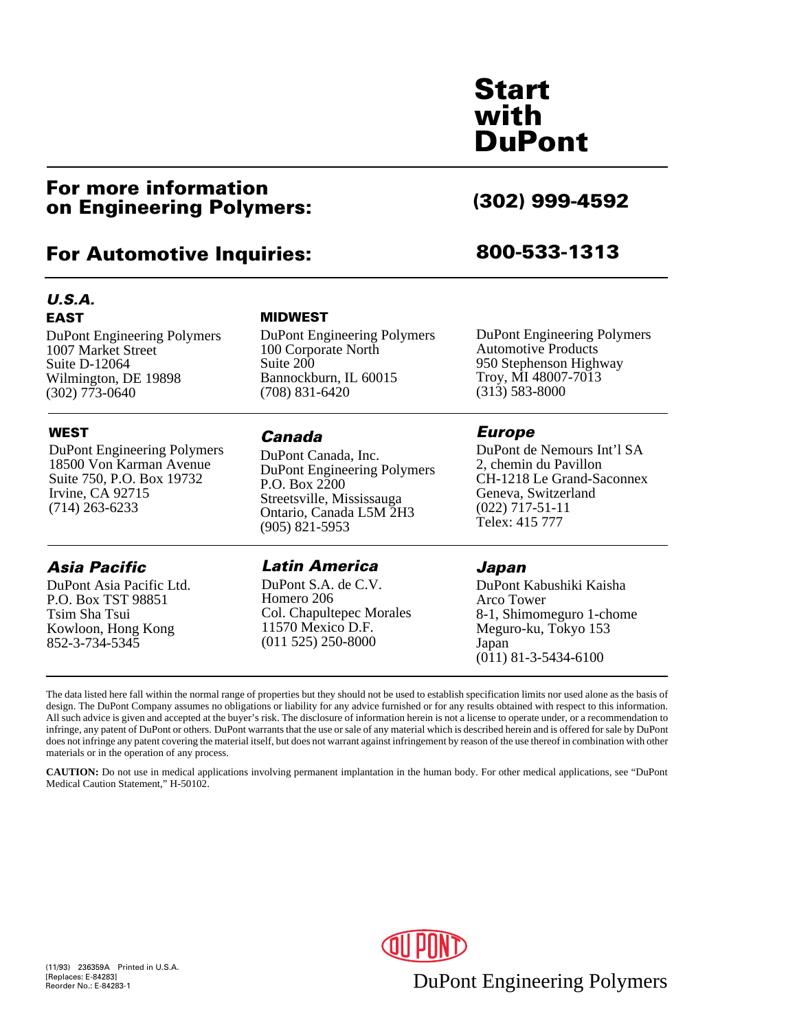# Start with DuPont

## For more information on Engineering Polymers: (302) 999-4592

## For Automotive Inquiries: 800-533-1313

### *U.S.A.*

**EAST**

DuPont Engineering Polymers
1007 Market Street
Suite D-12064
Wilmington, DE 19898
(302) 773-0640

**MIDWEST**

DuPont Engineering Polymers
100 Corporate North
Suite 200
Bannockburn, IL 60015
(708) 831-6420

DuPont Engineering Polymers
Automotive Products
950 Stephenson Highway
Troy, MI 48007-7013
(313) 583-8000

**WEST**

DuPont Engineering Polymers
18500 Von Karman Avenue
Suite 750, P.O. Box 19732
Irvine, CA 92715
(714) 263-6233

### *Canada*

DuPont Canada, Inc.
DuPont Engineering Polymers
P.O. Box 2200
Streetsville, Mississauga
Ontario, Canada L5M 2H3
(905) 821-5953

### *Europe*

DuPont de Nemours Int'l SA
2, chemin du Pavillon
CH-1218 Le Grand-Saconnex
Geneva, Switzerland
(022) 717-51-11
Telex: 415 777

### *Asia Pacific*

DuPont Asia Pacific Ltd.
P.O. Box TST 98851
Tsim Sha Tsui
Kowloon, Hong Kong
852-3-734-5345

### *Latin America*

DuPont S.A. de C.V.
Homero 206
Col. Chapultepec Morales
11570 Mexico D.F.
(011 525) 250-8000

### *Japan*

DuPont Kabushiki Kaisha
Arco Tower
8-1, Shimomeguro 1-chome
Meguro-ku, Tokyo 153
Japan
(011) 81-3-5434-6100

The data listed here fall within the normal range of properties but they should not be used to establish specification limits nor used alone as the basis of design. The DuPont Company assumes no obligations or liability for any advice furnished or for any results obtained with respect to this information. All such advice is given and accepted at the buyer's risk. The disclosure of information herein is not a license to operate under, or a recommendation to infringe, any patent of DuPont or others. DuPont warrants that the use or sale of any material which is described herein and is offered for sale by DuPont does not infringe any patent covering the material itself, but does not warrant against infringement by reason of the use thereof in combination with other materials or in the operation of any process.

**CAUTION:** Do not use in medical applications involving permanent implantation in the human body. For other medical applications, see "DuPont Medical Caution Statement," H-50102.

(11/93) 236359A Printed in U.S.A.
[Replaces: E-84283]
Reorder No.: E-84283-1

DU PONT

DuPont Engineering Polymers